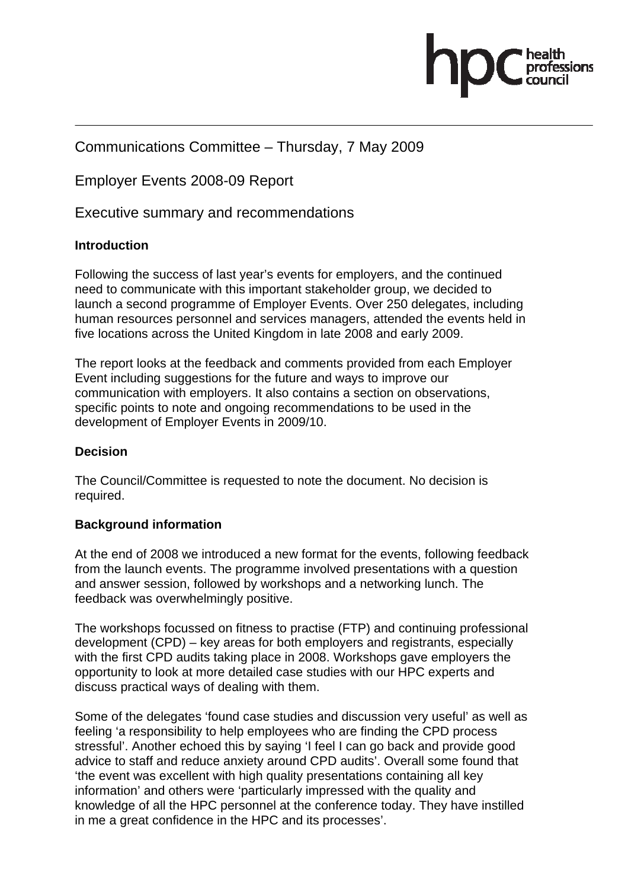Communications Committee – Thursday, 7 May 2009

Employer Events 2008-09 Report

Executive summary and recommendations

**Introduction**

Following the success of last year's events for employers, and the continued need to communicate with this important stakeholder group, we decided to launch a second programme of Employer Events. Over 250 delegates, including human resources personnel and services managers, attended the events held in five locations across the United Kingdom in late 2008 and early 2009.

The report looks at the feedback and comments provided from each Employer Event including suggestions for the future and ways to improve our communication with employers. It also contains a section on observations, specific points to note and ongoing recommendations to be used in the development of Employer Events in 2009/10.

**Decision**

The Council/Committee is requested to note the document. No decision is required.

**Background information**

At the end of 2008 we introduced a new format for the events, following feedback from the launch events. The programme involved presentations with a question and answer session, followed by workshops and a networking lunch. The feedback was overwhelmingly positive.

The workshops focussed on fitness to practise (FTP) and continuing professional development (CPD) – key areas for both employers and registrants, especially with the first CPD audits taking place in 2008. Workshops gave employers the opportunity to look at more detailed case studies with our HPC experts and discuss practical ways of dealing with them.

Some of the delegates 'found case studies and discussion very useful' as well as feeling 'a responsibility to help employees who are finding the CPD process stressful'. Another echoed this by saying 'I feel I can go back and provide good advice to staff and reduce anxiety around CPD audits'. Overall some found that 'the event was excellent with high quality presentations containing all key information' and others were 'particularly impressed with the quality and knowledge of all the HPC personnel at the conference today. They have instilled in me a great confidence in the HPC and its processes'.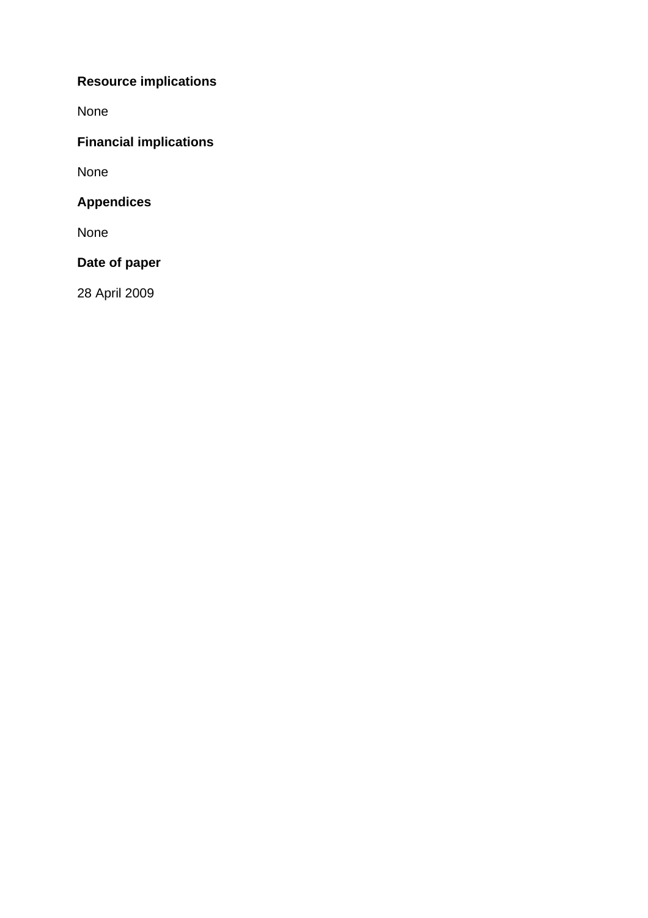## Resource implications

None

## Financial implications

None

## Appendices

None

## Date of paper

28 April 2009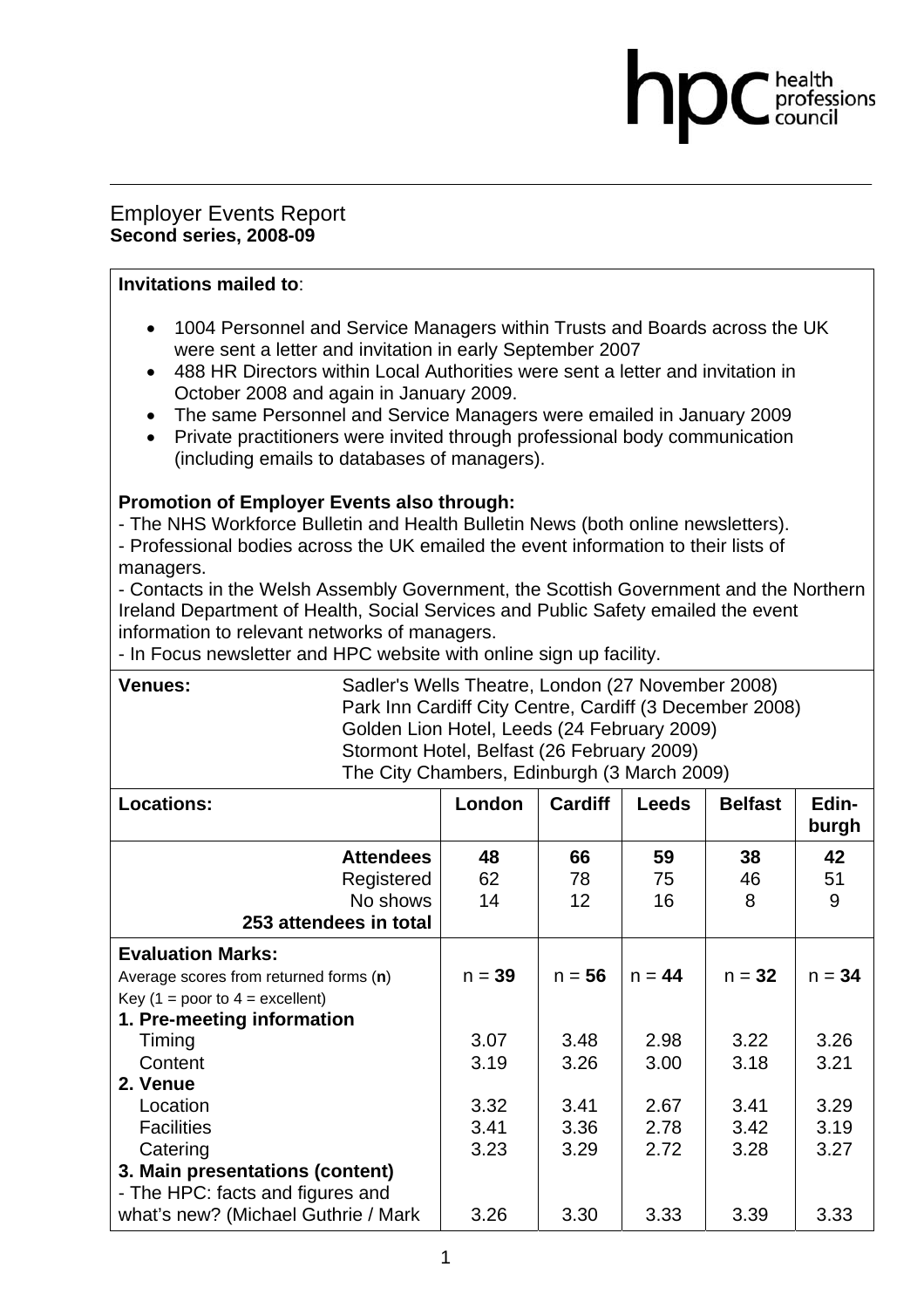# Employer Events Report

**Second series, 2008-09**

**Invitations mailed to**:

- 1004 Personnel and Service Managers within Trusts and Boards across the UK were sent a letter and invitation in early September 2007
- 488 HR Directors within Local Authorities were sent a letter and invitation in October 2008 and again in January 2009.
- The same Personnel and Service Managers were emailed in January 2009
- Private practitioners were invited through professional body communication (including emails to databases of managers).

**Promotion of Employer Events also through:**

- The NHS Workforce Bulletin and Health Bulletin News (both online newsletters).
- Professional bodies across the UK emailed the event information to their lists of managers.
- Contacts in the Welsh Assembly Government, the Scottish Government and the Northern Ireland Department of Health, Social Services and Public Safety emailed the event information to relevant networks of managers.
- In Focus newsletter and HPC website with online sign up facility.

**Venues:**

Sadler's Wells Theatre, London (27 November 2008)
Park Inn Cardiff City Centre, Cardiff (3 December 2008)
Golden Lion Hotel, Leeds (24 February 2009)
Stormont Hotel, Belfast (26 February 2009)
The City Chambers, Edinburgh (3 March 2009)

| **Locations:** | **London** | **Cardiff** | **Leeds** | **Belfast** | **Edinburgh** |
|---|---|---|---|---|---|
| **Attendees** | **48** | **66** | **59** | **38** | **42** |
| Registered | 62 | 78 | 75 | 46 | 51 |
| No shows | 14 | 12 | 16 | 8 | 9 |
| **253 attendees in total** | | | | | |
| **Evaluation Marks:** | | | | | |
| Average scores from returned forms (**n**) | n = **39** | n = **56** | n = **44** | n = **32** | n = **34** |
| Key (1 = poor to 4 = excellent) | | | | | |
| **1. Pre-meeting information** | | | | | |
| Timing | 3.07 | 3.48 | 2.98 | 3.22 | 3.26 |
| Content | 3.19 | 3.26 | 3.00 | 3.18 | 3.21 |
| **2. Venue** | | | | | |
| Location | 3.32 | 3.41 | 2.67 | 3.41 | 3.29 |
| Facilities | 3.41 | 3.36 | 2.78 | 3.42 | 3.19 |
| Catering | 3.23 | 3.29 | 2.72 | 3.28 | 3.27 |
| **3. Main presentations (content)** | | | | | |
| - The HPC: facts and figures and what's new? (Michael Guthrie / Mark | 3.26 | 3.30 | 3.33 | 3.39 | 3.33 |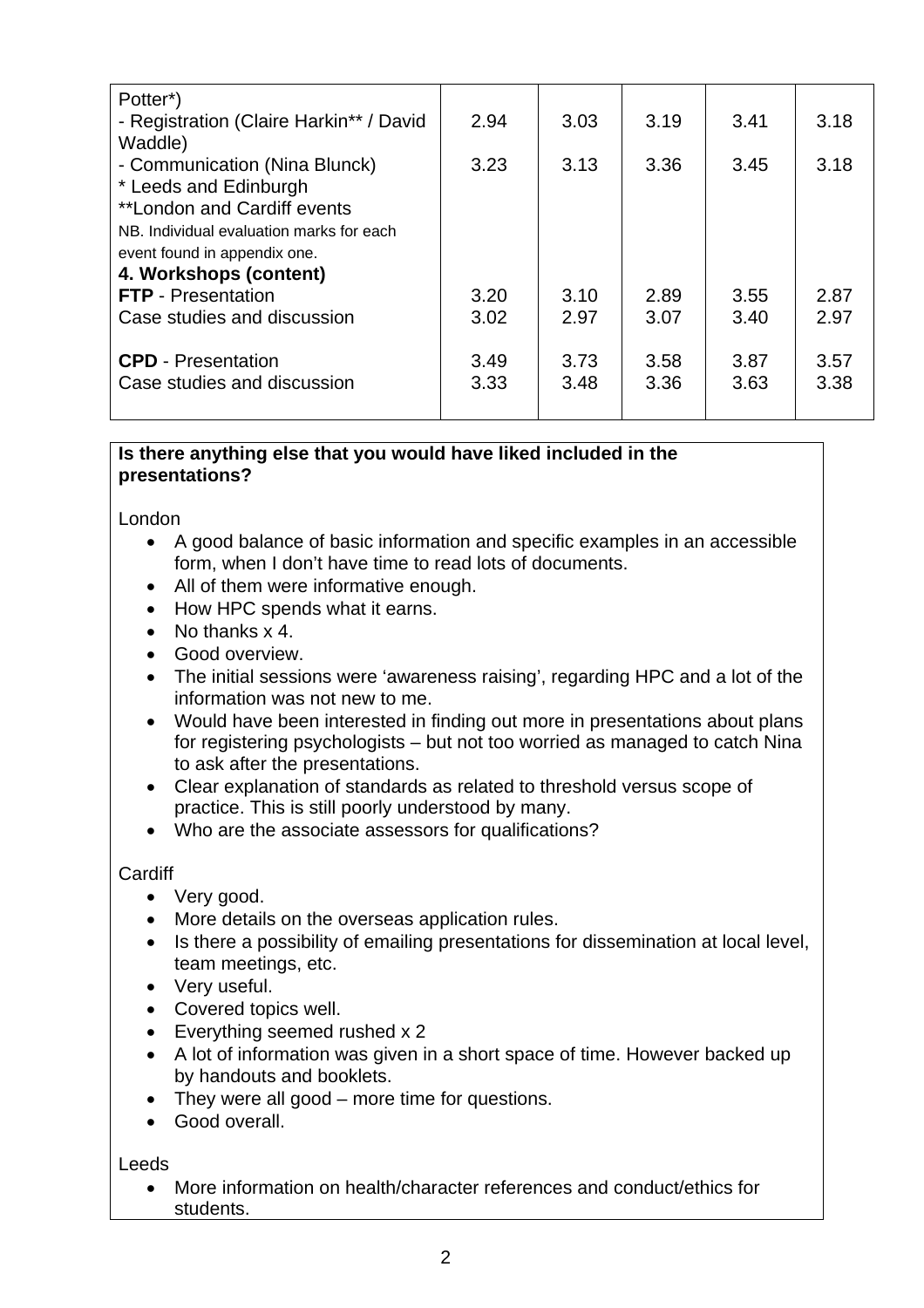| | | | | | |
|---|---|---|---|---|---|
| Potter*) | | | | | |
| - Registration (Claire Harkin** / David Waddle) | 2.94 | 3.03 | 3.19 | 3.41 | 3.18 |
| - Communication (Nina Blunck) | 3.23 | 3.13 | 3.36 | 3.45 | 3.18 |
| * Leeds and Edinburgh | | | | | |
| **London and Cardiff events | | | | | |
| NB. Individual evaluation marks for each event found in appendix one. | | | | | |
| **4. Workshops (content)** | | | | | |
| **FTP** - Presentation | 3.20 | 3.10 | 2.89 | 3.55 | 2.87 |
| Case studies and discussion | 3.02 | 2.97 | 3.07 | 3.40 | 2.97 |
| **CPD** - Presentation | 3.49 | 3.73 | 3.58 | 3.87 | 3.57 |
| Case studies and discussion | 3.33 | 3.48 | 3.36 | 3.63 | 3.38 |

**Is there anything else that you would have liked included in the presentations?**

London

- A good balance of basic information and specific examples in an accessible form, when I don't have time to read lots of documents.
- All of them were informative enough.
- How HPC spends what it earns.
- No thanks x 4.
- Good overview.
- The initial sessions were 'awareness raising', regarding HPC and a lot of the information was not new to me.
- Would have been interested in finding out more in presentations about plans for registering psychologists – but not too worried as managed to catch Nina to ask after the presentations.
- Clear explanation of standards as related to threshold versus scope of practice. This is still poorly understood by many.
- Who are the associate assessors for qualifications?

Cardiff

- Very good.
- More details on the overseas application rules.
- Is there a possibility of emailing presentations for dissemination at local level, team meetings, etc.
- Very useful.
- Covered topics well.
- Everything seemed rushed x 2
- A lot of information was given in a short space of time. However backed up by handouts and booklets.
- They were all good – more time for questions.
- Good overall.

Leeds

- More information on health/character references and conduct/ethics for students.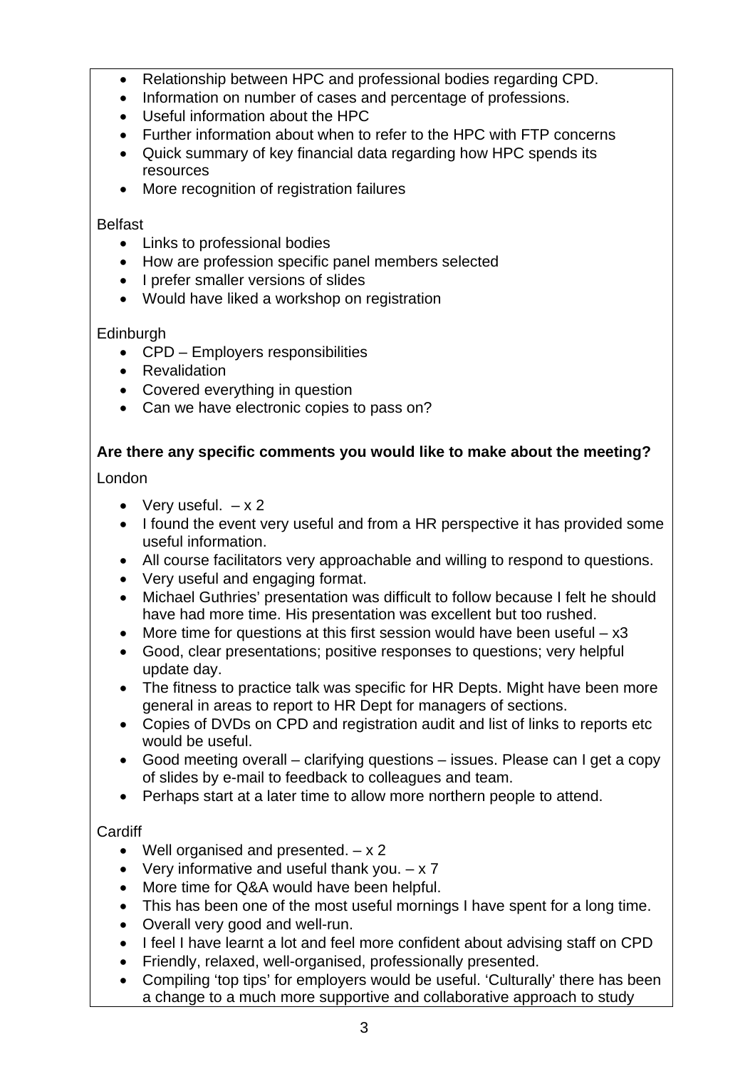- Relationship between HPC and professional bodies regarding CPD.
- Information on number of cases and percentage of professions.
- Useful information about the HPC
- Further information about when to refer to the HPC with FTP concerns
- Quick summary of key financial data regarding how HPC spends its resources
- More recognition of registration failures

Belfast

- Links to professional bodies
- How are profession specific panel members selected
- I prefer smaller versions of slides
- Would have liked a workshop on registration

Edinburgh

- CPD – Employers responsibilities
- Revalidation
- Covered everything in question
- Can we have electronic copies to pass on?

**Are there any specific comments you would like to make about the meeting?**

London

- Very useful. – x 2
- I found the event very useful and from a HR perspective it has provided some useful information.
- All course facilitators very approachable and willing to respond to questions.
- Very useful and engaging format.
- Michael Guthries' presentation was difficult to follow because I felt he should have had more time. His presentation was excellent but too rushed.
- More time for questions at this first session would have been useful – x3
- Good, clear presentations; positive responses to questions; very helpful update day.
- The fitness to practice talk was specific for HR Depts. Might have been more general in areas to report to HR Dept for managers of sections.
- Copies of DVDs on CPD and registration audit and list of links to reports etc would be useful.
- Good meeting overall – clarifying questions – issues. Please can I get a copy of slides by e-mail to feedback to colleagues and team.
- Perhaps start at a later time to allow more northern people to attend.

Cardiff

- Well organised and presented. – x 2
- Very informative and useful thank you. – x 7
- More time for Q&A would have been helpful.
- This has been one of the most useful mornings I have spent for a long time.
- Overall very good and well-run.
- I feel I have learnt a lot and feel more confident about advising staff on CPD
- Friendly, relaxed, well-organised, professionally presented.
- Compiling 'top tips' for employers would be useful. 'Culturally' there has been a change to a much more supportive and collaborative approach to study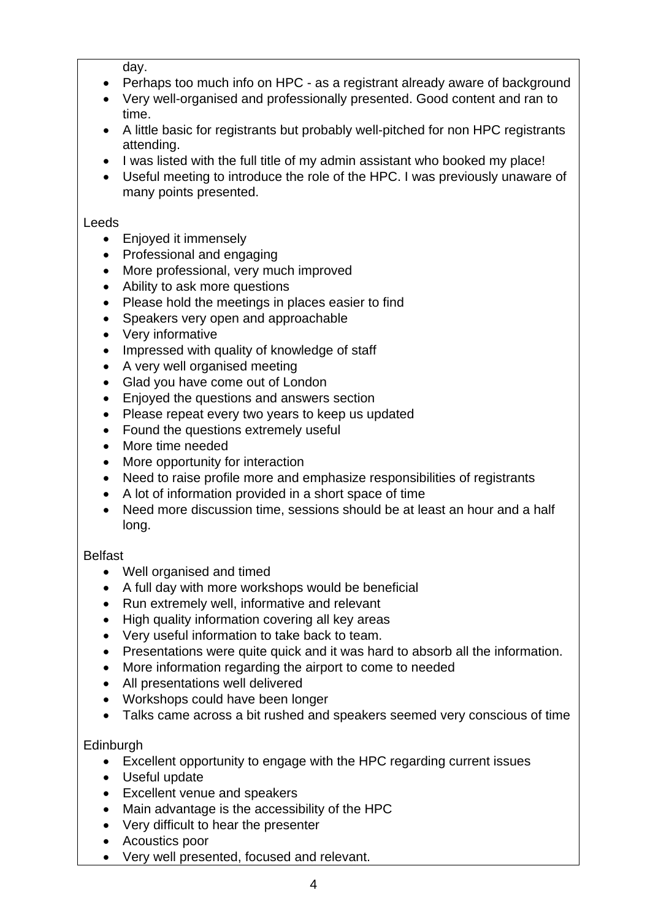day.

- Perhaps too much info on HPC - as a registrant already aware of background
- Very well-organised and professionally presented. Good content and ran to time.
- A little basic for registrants but probably well-pitched for non HPC registrants attending.
- I was listed with the full title of my admin assistant who booked my place!
- Useful meeting to introduce the role of the HPC. I was previously unaware of many points presented.

Leeds

- Enjoyed it immensely
- Professional and engaging
- More professional, very much improved
- Ability to ask more questions
- Please hold the meetings in places easier to find
- Speakers very open and approachable
- Very informative
- Impressed with quality of knowledge of staff
- A very well organised meeting
- Glad you have come out of London
- Enjoyed the questions and answers section
- Please repeat every two years to keep us updated
- Found the questions extremely useful
- More time needed
- More opportunity for interaction
- Need to raise profile more and emphasize responsibilities of registrants
- A lot of information provided in a short space of time
- Need more discussion time, sessions should be at least an hour and a half long.

Belfast

- Well organised and timed
- A full day with more workshops would be beneficial
- Run extremely well, informative and relevant
- High quality information covering all key areas
- Very useful information to take back to team.
- Presentations were quite quick and it was hard to absorb all the information.
- More information regarding the airport to come to needed
- All presentations well delivered
- Workshops could have been longer
- Talks came across a bit rushed and speakers seemed very conscious of time

Edinburgh

- Excellent opportunity to engage with the HPC regarding current issues
- Useful update
- Excellent venue and speakers
- Main advantage is the accessibility of the HPC
- Very difficult to hear the presenter
- Acoustics poor
- Very well presented, focused and relevant.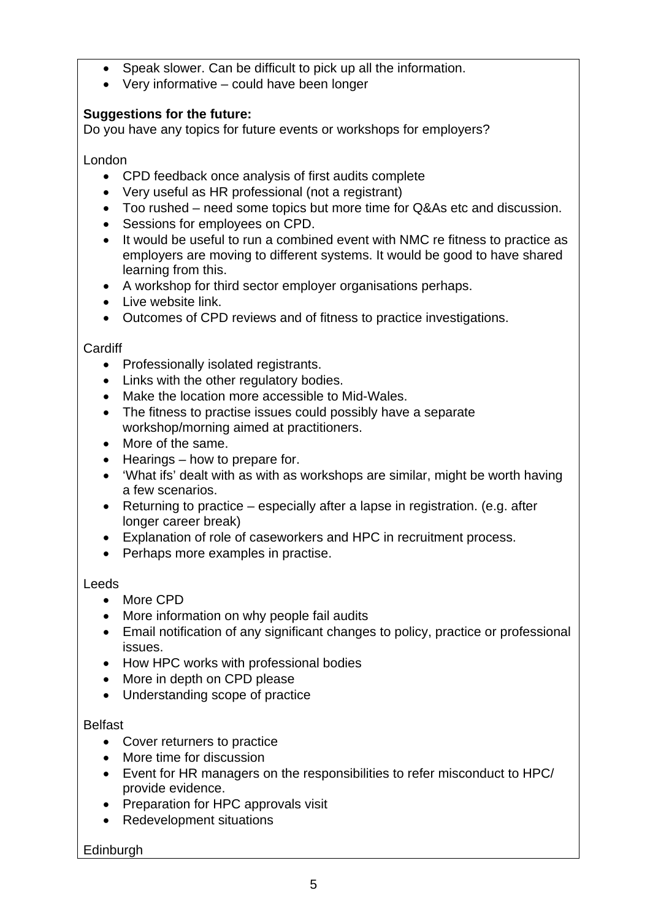- Speak slower. Can be difficult to pick up all the information.
- Very informative – could have been longer

**Suggestions for the future:**

Do you have any topics for future events or workshops for employers?

London

- CPD feedback once analysis of first audits complete
- Very useful as HR professional (not a registrant)
- Too rushed – need some topics but more time for Q&As etc and discussion.
- Sessions for employees on CPD.
- It would be useful to run a combined event with NMC re fitness to practice as employers are moving to different systems. It would be good to have shared learning from this.
- A workshop for third sector employer organisations perhaps.
- Live website link.
- Outcomes of CPD reviews and of fitness to practice investigations.

Cardiff

- Professionally isolated registrants.
- Links with the other regulatory bodies.
- Make the location more accessible to Mid-Wales.
- The fitness to practise issues could possibly have a separate workshop/morning aimed at practitioners.
- More of the same.
- Hearings – how to prepare for.
- 'What ifs' dealt with as with as workshops are similar, might be worth having a few scenarios.
- Returning to practice – especially after a lapse in registration. (e.g. after longer career break)
- Explanation of role of caseworkers and HPC in recruitment process.
- Perhaps more examples in practise.

Leeds

- More CPD
- More information on why people fail audits
- Email notification of any significant changes to policy, practice or professional issues.
- How HPC works with professional bodies
- More in depth on CPD please
- Understanding scope of practice

Belfast

- Cover returners to practice
- More time for discussion
- Event for HR managers on the responsibilities to refer misconduct to HPC/ provide evidence.
- Preparation for HPC approvals visit
- Redevelopment situations

Edinburgh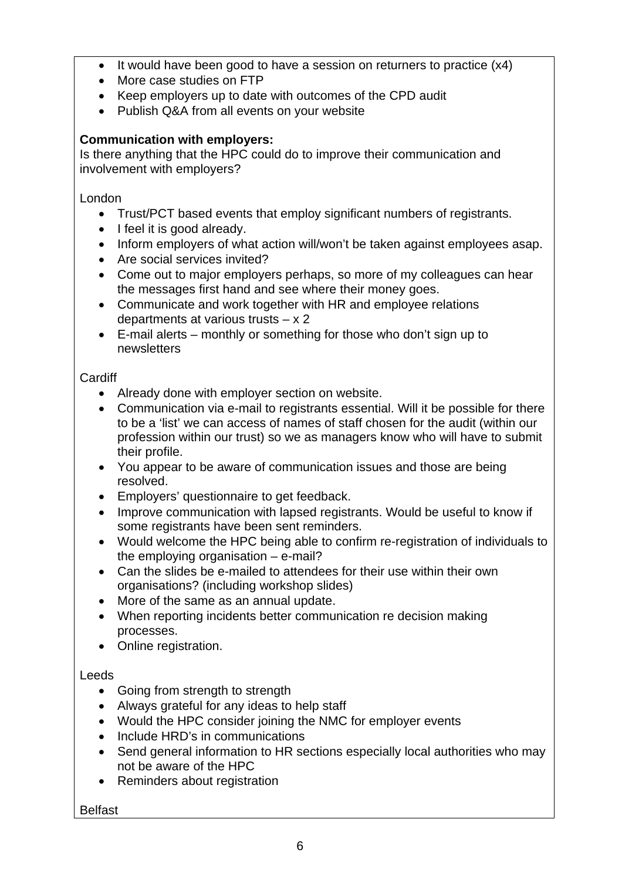- It would have been good to have a session on returners to practice (x4)
- More case studies on FTP
- Keep employers up to date with outcomes of the CPD audit
- Publish Q&A from all events on your website

**Communication with employers:**

Is there anything that the HPC could do to improve their communication and involvement with employers?

London

- Trust/PCT based events that employ significant numbers of registrants.
- I feel it is good already.
- Inform employers of what action will/won't be taken against employees asap.
- Are social services invited?
- Come out to major employers perhaps, so more of my colleagues can hear the messages first hand and see where their money goes.
- Communicate and work together with HR and employee relations departments at various trusts – x 2
- E-mail alerts – monthly or something for those who don't sign up to newsletters

Cardiff

- Already done with employer section on website.
- Communication via e-mail to registrants essential. Will it be possible for there to be a 'list' we can access of names of staff chosen for the audit (within our profession within our trust) so we as managers know who will have to submit their profile.
- You appear to be aware of communication issues and those are being resolved.
- Employers' questionnaire to get feedback.
- Improve communication with lapsed registrants. Would be useful to know if some registrants have been sent reminders.
- Would welcome the HPC being able to confirm re-registration of individuals to the employing organisation – e-mail?
- Can the slides be e-mailed to attendees for their use within their own organisations? (including workshop slides)
- More of the same as an annual update.
- When reporting incidents better communication re decision making processes.
- Online registration.

Leeds

- Going from strength to strength
- Always grateful for any ideas to help staff
- Would the HPC consider joining the NMC for employer events
- Include HRD's in communications
- Send general information to HR sections especially local authorities who may not be aware of the HPC
- Reminders about registration

Belfast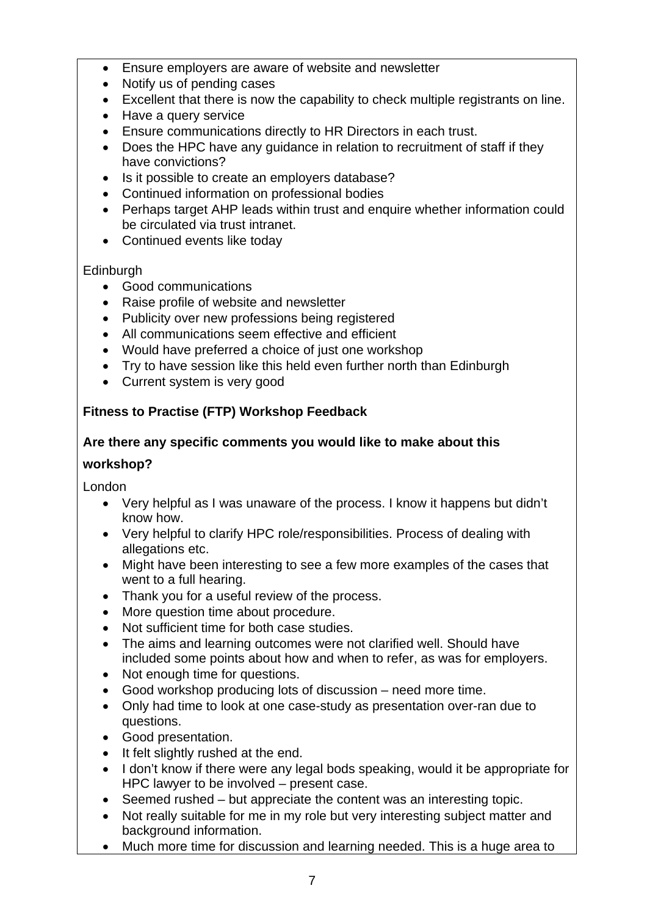- Ensure employers are aware of website and newsletter
- Notify us of pending cases
- Excellent that there is now the capability to check multiple registrants on line.
- Have a query service
- Ensure communications directly to HR Directors in each trust.
- Does the HPC have any guidance in relation to recruitment of staff if they have convictions?
- Is it possible to create an employers database?
- Continued information on professional bodies
- Perhaps target AHP leads within trust and enquire whether information could be circulated via trust intranet.
- Continued events like today

Edinburgh

- Good communications
- Raise profile of website and newsletter
- Publicity over new professions being registered
- All communications seem effective and efficient
- Would have preferred a choice of just one workshop
- Try to have session like this held even further north than Edinburgh
- Current system is very good

**Fitness to Practise (FTP) Workshop Feedback**

**Are there any specific comments you would like to make about this workshop?**

London

- Very helpful as I was unaware of the process. I know it happens but didn't know how.
- Very helpful to clarify HPC role/responsibilities. Process of dealing with allegations etc.
- Might have been interesting to see a few more examples of the cases that went to a full hearing.
- Thank you for a useful review of the process.
- More question time about procedure.
- Not sufficient time for both case studies.
- The aims and learning outcomes were not clarified well. Should have included some points about how and when to refer, as was for employers.
- Not enough time for questions.
- Good workshop producing lots of discussion – need more time.
- Only had time to look at one case-study as presentation over-ran due to questions.
- Good presentation.
- It felt slightly rushed at the end.
- I don't know if there were any legal bods speaking, would it be appropriate for HPC lawyer to be involved – present case.
- Seemed rushed – but appreciate the content was an interesting topic.
- Not really suitable for me in my role but very interesting subject matter and background information.
- Much more time for discussion and learning needed. This is a huge area to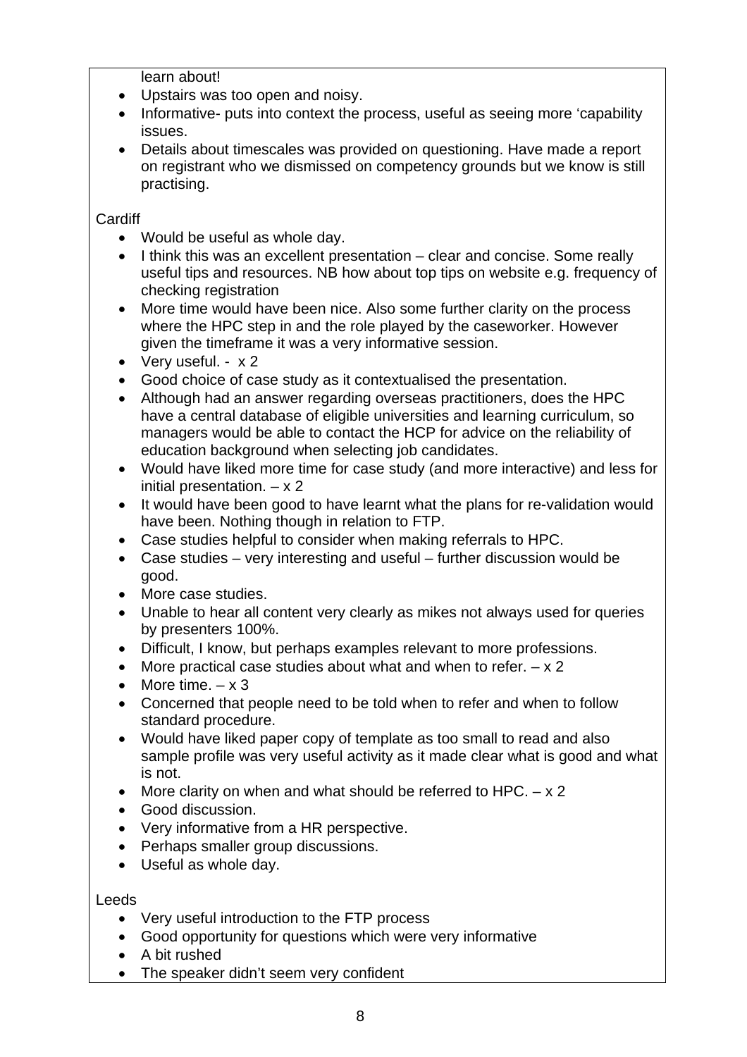learn about!

- Upstairs was too open and noisy.
- Informative- puts into context the process, useful as seeing more 'capability issues.
- Details about timescales was provided on questioning. Have made a report on registrant who we dismissed on competency grounds but we know is still practising.

Cardiff

- Would be useful as whole day.
- I think this was an excellent presentation – clear and concise. Some really useful tips and resources. NB how about top tips on website e.g. frequency of checking registration
- More time would have been nice. Also some further clarity on the process where the HPC step in and the role played by the caseworker. However given the timeframe it was a very informative session.
- Very useful. - x 2
- Good choice of case study as it contextualised the presentation.
- Although had an answer regarding overseas practitioners, does the HPC have a central database of eligible universities and learning curriculum, so managers would be able to contact the HCP for advice on the reliability of education background when selecting job candidates.
- Would have liked more time for case study (and more interactive) and less for initial presentation. – x 2
- It would have been good to have learnt what the plans for re-validation would have been. Nothing though in relation to FTP.
- Case studies helpful to consider when making referrals to HPC.
- Case studies – very interesting and useful – further discussion would be good.
- More case studies.
- Unable to hear all content very clearly as mikes not always used for queries by presenters 100%.
- Difficult, I know, but perhaps examples relevant to more professions.
- More practical case studies about what and when to refer. – x 2
- More time. – x 3
- Concerned that people need to be told when to refer and when to follow standard procedure.
- Would have liked paper copy of template as too small to read and also sample profile was very useful activity as it made clear what is good and what is not.
- More clarity on when and what should be referred to HPC. – x 2
- Good discussion.
- Very informative from a HR perspective.
- Perhaps smaller group discussions.
- Useful as whole day.

Leeds

- Very useful introduction to the FTP process
- Good opportunity for questions which were very informative
- A bit rushed
- The speaker didn't seem very confident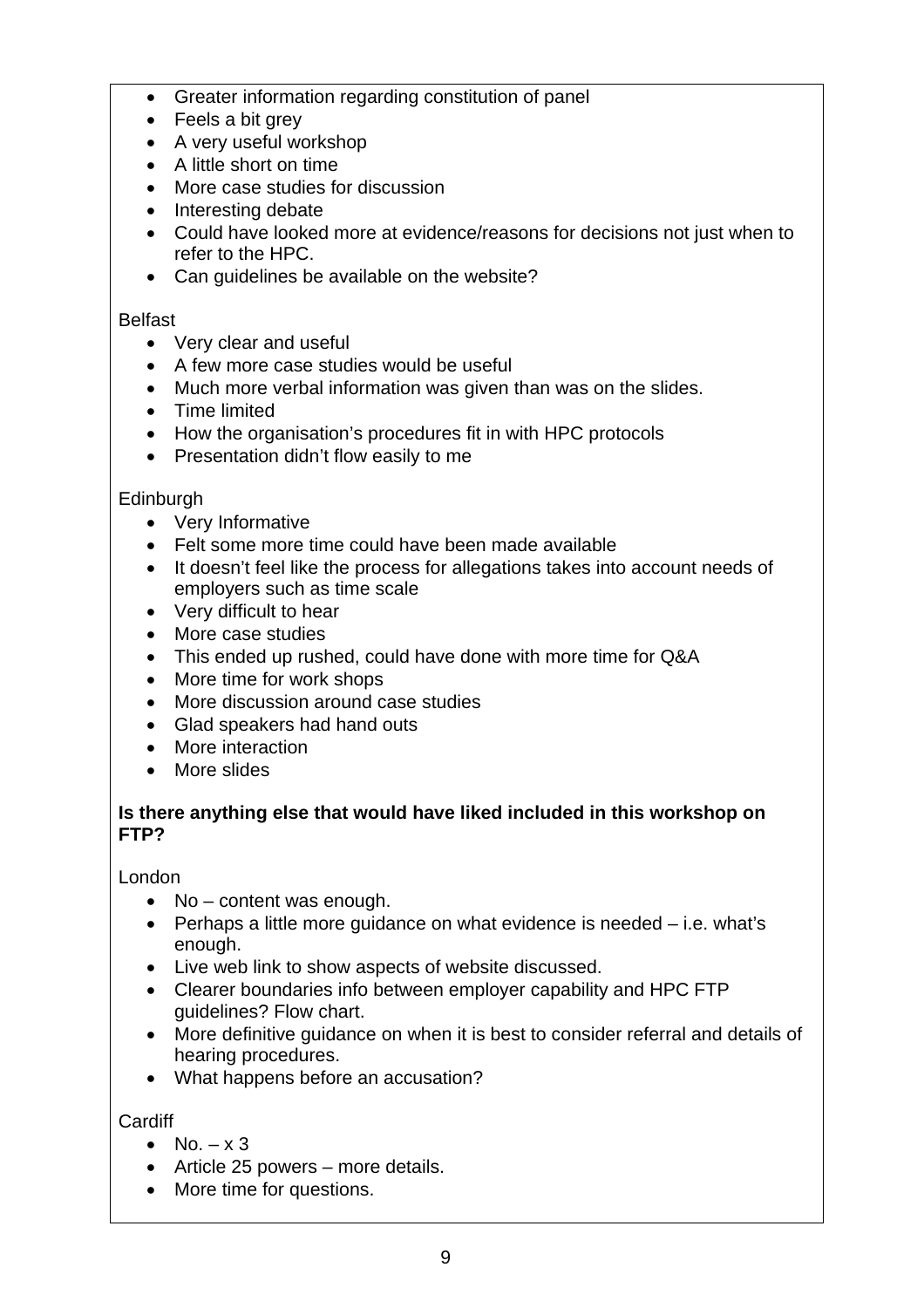- Greater information regarding constitution of panel
- Feels a bit grey
- A very useful workshop
- A little short on time
- More case studies for discussion
- Interesting debate
- Could have looked more at evidence/reasons for decisions not just when to refer to the HPC.
- Can guidelines be available on the website?

Belfast

- Very clear and useful
- A few more case studies would be useful
- Much more verbal information was given than was on the slides.
- Time limited
- How the organisation's procedures fit in with HPC protocols
- Presentation didn't flow easily to me

Edinburgh

- Very Informative
- Felt some more time could have been made available
- It doesn't feel like the process for allegations takes into account needs of employers such as time scale
- Very difficult to hear
- More case studies
- This ended up rushed, could have done with more time for Q&A
- More time for work shops
- More discussion around case studies
- Glad speakers had hand outs
- More interaction
- More slides

**Is there anything else that would have liked included in this workshop on FTP?**

London

- No – content was enough.
- Perhaps a little more guidance on what evidence is needed – i.e. what's enough.
- Live web link to show aspects of website discussed.
- Clearer boundaries info between employer capability and HPC FTP guidelines? Flow chart.
- More definitive guidance on when it is best to consider referral and details of hearing procedures.
- What happens before an accusation?

Cardiff

- No. – x 3
- Article 25 powers – more details.
- More time for questions.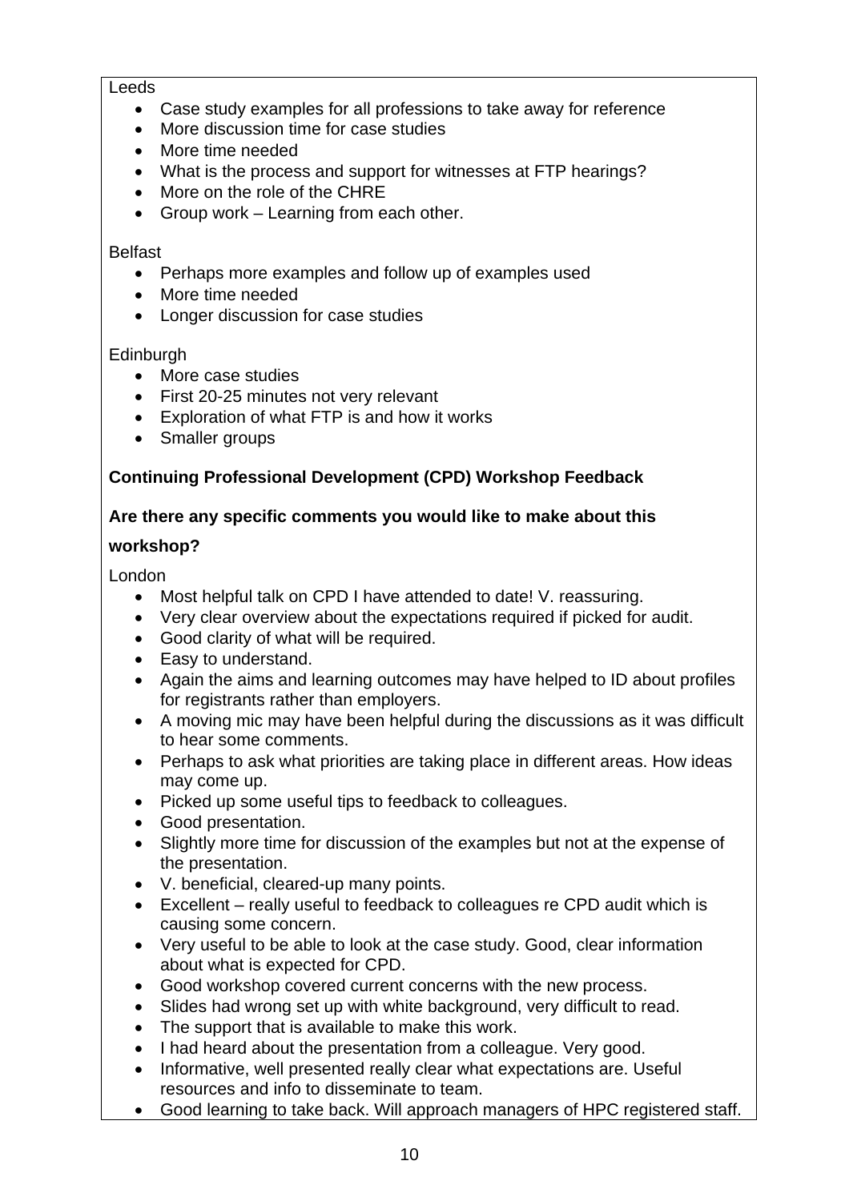Leeds

- Case study examples for all professions to take away for reference
- More discussion time for case studies
- More time needed
- What is the process and support for witnesses at FTP hearings?
- More on the role of the CHRE
- Group work – Learning from each other.

Belfast

- Perhaps more examples and follow up of examples used
- More time needed
- Longer discussion for case studies

Edinburgh

- More case studies
- First 20-25 minutes not very relevant
- Exploration of what FTP is and how it works
- Smaller groups

**Continuing Professional Development (CPD) Workshop Feedback**

**Are there any specific comments you would like to make about this workshop?**

London

- Most helpful talk on CPD I have attended to date! V. reassuring.
- Very clear overview about the expectations required if picked for audit.
- Good clarity of what will be required.
- Easy to understand.
- Again the aims and learning outcomes may have helped to ID about profiles for registrants rather than employers.
- A moving mic may have been helpful during the discussions as it was difficult to hear some comments.
- Perhaps to ask what priorities are taking place in different areas. How ideas may come up.
- Picked up some useful tips to feedback to colleagues.
- Good presentation.
- Slightly more time for discussion of the examples but not at the expense of the presentation.
- V. beneficial, cleared-up many points.
- Excellent – really useful to feedback to colleagues re CPD audit which is causing some concern.
- Very useful to be able to look at the case study. Good, clear information about what is expected for CPD.
- Good workshop covered current concerns with the new process.
- Slides had wrong set up with white background, very difficult to read.
- The support that is available to make this work.
- I had heard about the presentation from a colleague. Very good.
- Informative, well presented really clear what expectations are. Useful resources and info to disseminate to team.
- Good learning to take back. Will approach managers of HPC registered staff.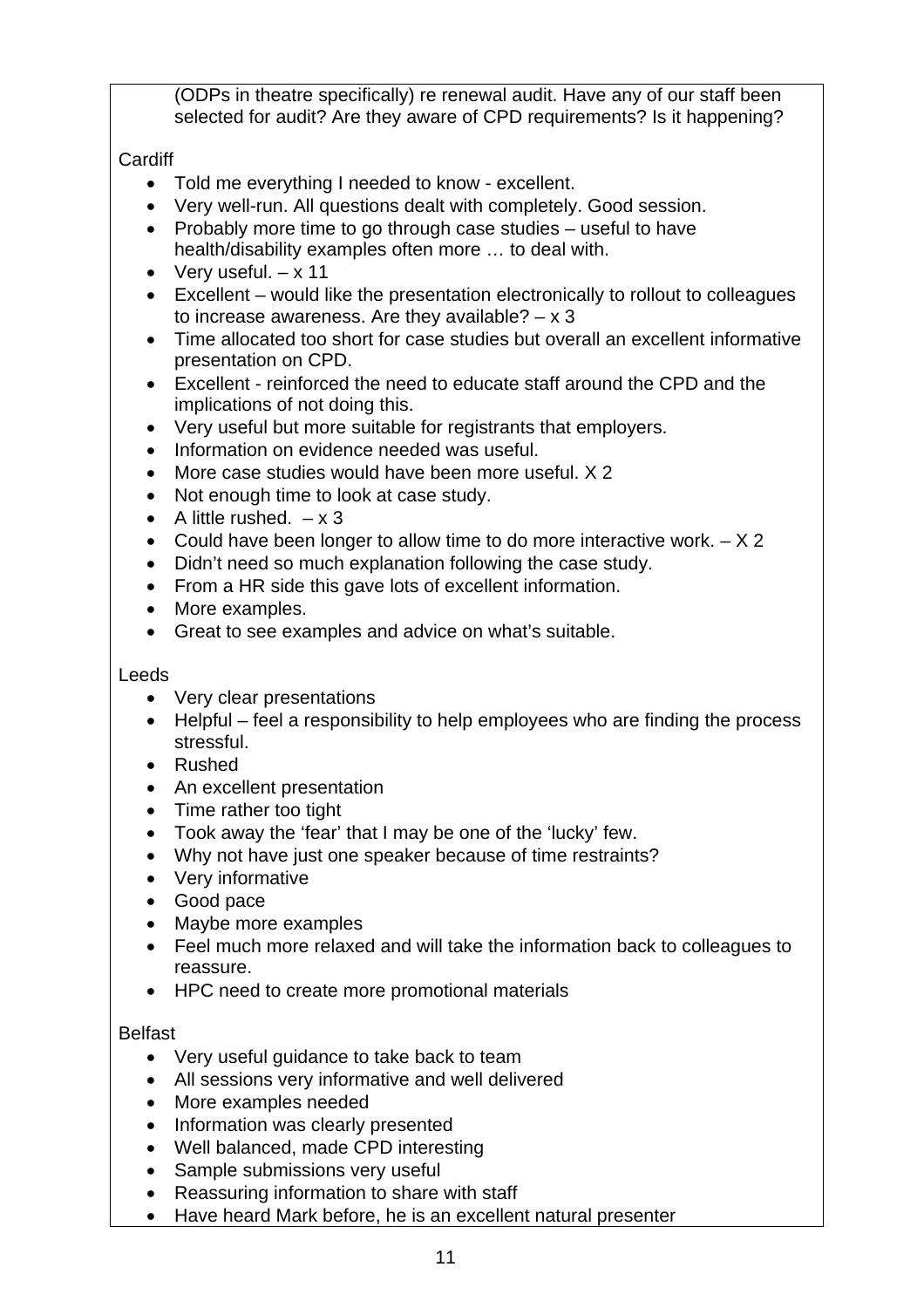(ODPs in theatre specifically) re renewal audit. Have any of our staff been selected for audit? Are they aware of CPD requirements? Is it happening?

Cardiff

- Told me everything I needed to know - excellent.
- Very well-run. All questions dealt with completely. Good session.
- Probably more time to go through case studies – useful to have health/disability examples often more … to deal with.
- Very useful. – x 11
- Excellent – would like the presentation electronically to rollout to colleagues to increase awareness. Are they available? – x 3
- Time allocated too short for case studies but overall an excellent informative presentation on CPD.
- Excellent - reinforced the need to educate staff around the CPD and the implications of not doing this.
- Very useful but more suitable for registrants that employers.
- Information on evidence needed was useful.
- More case studies would have been more useful. X 2
- Not enough time to look at case study.
- A little rushed. – x 3
- Could have been longer to allow time to do more interactive work. – X 2
- Didn't need so much explanation following the case study.
- From a HR side this gave lots of excellent information.
- More examples.
- Great to see examples and advice on what's suitable.

Leeds

- Very clear presentations
- Helpful – feel a responsibility to help employees who are finding the process stressful.
- Rushed
- An excellent presentation
- Time rather too tight
- Took away the 'fear' that I may be one of the 'lucky' few.
- Why not have just one speaker because of time restraints?
- Very informative
- Good pace
- Maybe more examples
- Feel much more relaxed and will take the information back to colleagues to reassure.
- HPC need to create more promotional materials

Belfast

- Very useful guidance to take back to team
- All sessions very informative and well delivered
- More examples needed
- Information was clearly presented
- Well balanced, made CPD interesting
- Sample submissions very useful
- Reassuring information to share with staff
- Have heard Mark before, he is an excellent natural presenter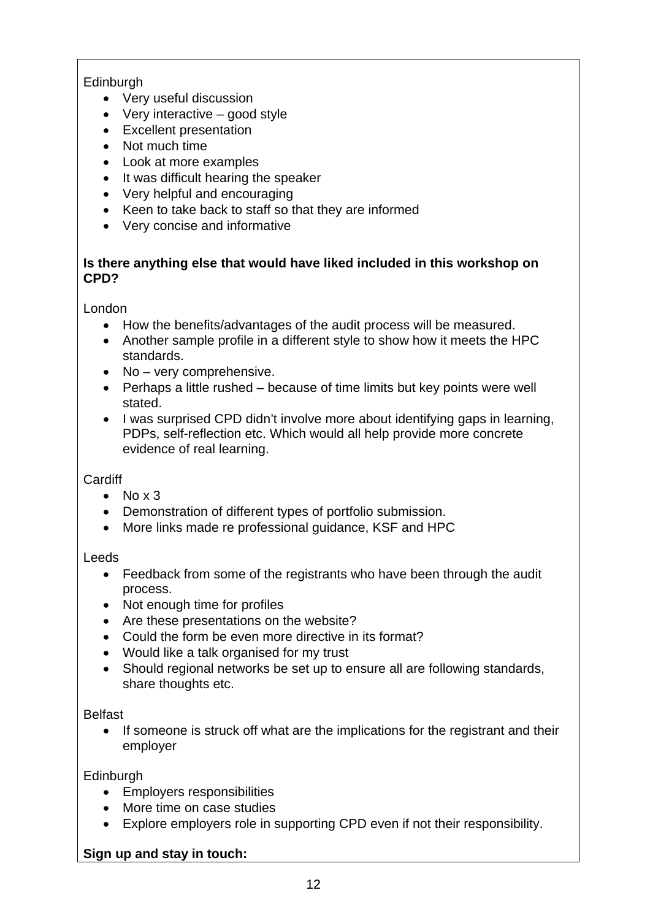Edinburgh

- Very useful discussion
- Very interactive – good style
- Excellent presentation
- Not much time
- Look at more examples
- It was difficult hearing the speaker
- Very helpful and encouraging
- Keen to take back to staff so that they are informed
- Very concise and informative

**Is there anything else that would have liked included in this workshop on CPD?**

London

- How the benefits/advantages of the audit process will be measured.
- Another sample profile in a different style to show how it meets the HPC standards.
- No – very comprehensive.
- Perhaps a little rushed – because of time limits but key points were well stated.
- I was surprised CPD didn't involve more about identifying gaps in learning, PDPs, self-reflection etc. Which would all help provide more concrete evidence of real learning.

Cardiff

- No x 3
- Demonstration of different types of portfolio submission.
- More links made re professional guidance, KSF and HPC

Leeds

- Feedback from some of the registrants who have been through the audit process.
- Not enough time for profiles
- Are these presentations on the website?
- Could the form be even more directive in its format?
- Would like a talk organised for my trust
- Should regional networks be set up to ensure all are following standards, share thoughts etc.

Belfast

- If someone is struck off what are the implications for the registrant and their employer

Edinburgh

- Employers responsibilities
- More time on case studies
- Explore employers role in supporting CPD even if not their responsibility.

**Sign up and stay in touch:**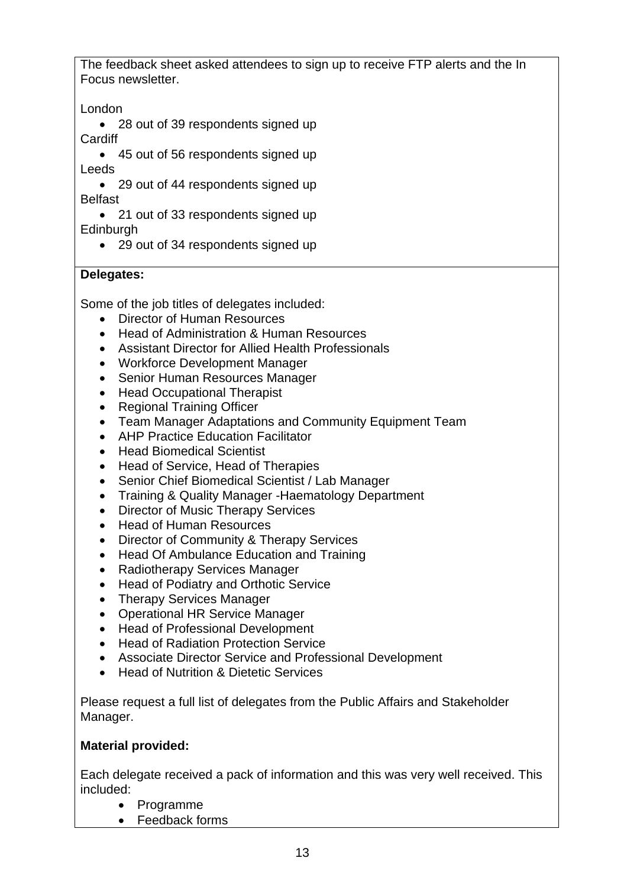The feedback sheet asked attendees to sign up to receive FTP alerts and the In Focus newsletter.

London

- 28 out of 39 respondents signed up

Cardiff

- 45 out of 56 respondents signed up

Leeds

- 29 out of 44 respondents signed up

Belfast

- 21 out of 33 respondents signed up

Edinburgh

- 29 out of 34 respondents signed up

**Delegates:**

Some of the job titles of delegates included:

- Director of Human Resources
- Head of Administration & Human Resources
- Assistant Director for Allied Health Professionals
- Workforce Development Manager
- Senior Human Resources Manager
- Head Occupational Therapist
- Regional Training Officer
- Team Manager Adaptations and Community Equipment Team
- AHP Practice Education Facilitator
- Head Biomedical Scientist
- Head of Service, Head of Therapies
- Senior Chief Biomedical Scientist / Lab Manager
- Training & Quality Manager -Haematology Department
- Director of Music Therapy Services
- Head of Human Resources
- Director of Community & Therapy Services
- Head Of Ambulance Education and Training
- Radiotherapy Services Manager
- Head of Podiatry and Orthotic Service
- Therapy Services Manager
- Operational HR Service Manager
- Head of Professional Development
- Head of Radiation Protection Service
- Associate Director Service and Professional Development
- Head of Nutrition & Dietetic Services

Please request a full list of delegates from the Public Affairs and Stakeholder Manager.

**Material provided:**

Each delegate received a pack of information and this was very well received. This included:

- Programme
- Feedback forms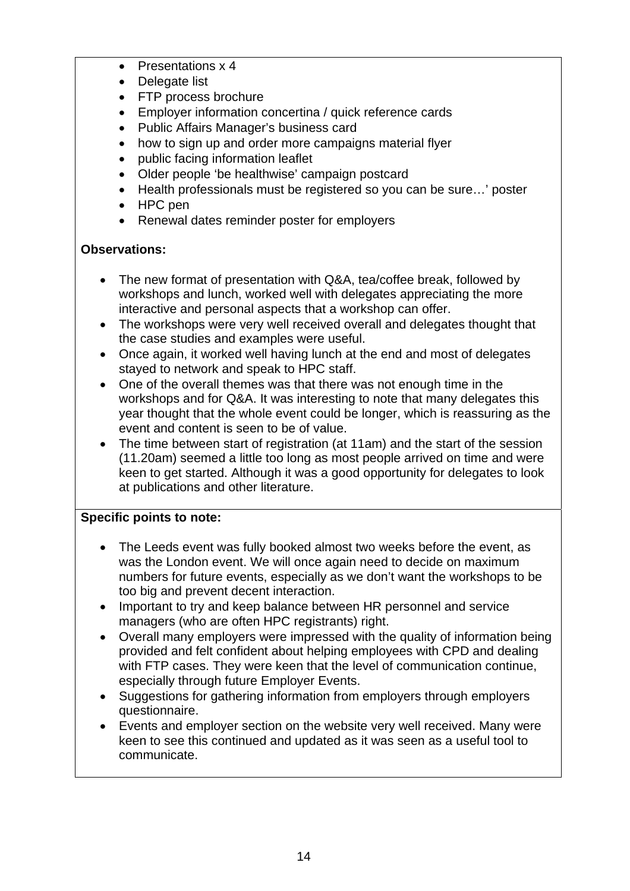- Presentations x 4
- Delegate list
- FTP process brochure
- Employer information concertina / quick reference cards
- Public Affairs Manager's business card
- how to sign up and order more campaigns material flyer
- public facing information leaflet
- Older people 'be healthwise' campaign postcard
- Health professionals must be registered so you can be sure…' poster
- HPC pen
- Renewal dates reminder poster for employers

**Observations:**

- The new format of presentation with Q&A, tea/coffee break, followed by workshops and lunch, worked well with delegates appreciating the more interactive and personal aspects that a workshop can offer.
- The workshops were very well received overall and delegates thought that the case studies and examples were useful.
- Once again, it worked well having lunch at the end and most of delegates stayed to network and speak to HPC staff.
- One of the overall themes was that there was not enough time in the workshops and for Q&A. It was interesting to note that many delegates this year thought that the whole event could be longer, which is reassuring as the event and content is seen to be of value.
- The time between start of registration (at 11am) and the start of the session (11.20am) seemed a little too long as most people arrived on time and were keen to get started. Although it was a good opportunity for delegates to look at publications and other literature.

**Specific points to note:**

- The Leeds event was fully booked almost two weeks before the event, as was the London event. We will once again need to decide on maximum numbers for future events, especially as we don't want the workshops to be too big and prevent decent interaction.
- Important to try and keep balance between HR personnel and service managers (who are often HPC registrants) right.
- Overall many employers were impressed with the quality of information being provided and felt confident about helping employees with CPD and dealing with FTP cases. They were keen that the level of communication continue, especially through future Employer Events.
- Suggestions for gathering information from employers through employers questionnaire.
- Events and employer section on the website very well received. Many were keen to see this continued and updated as it was seen as a useful tool to communicate.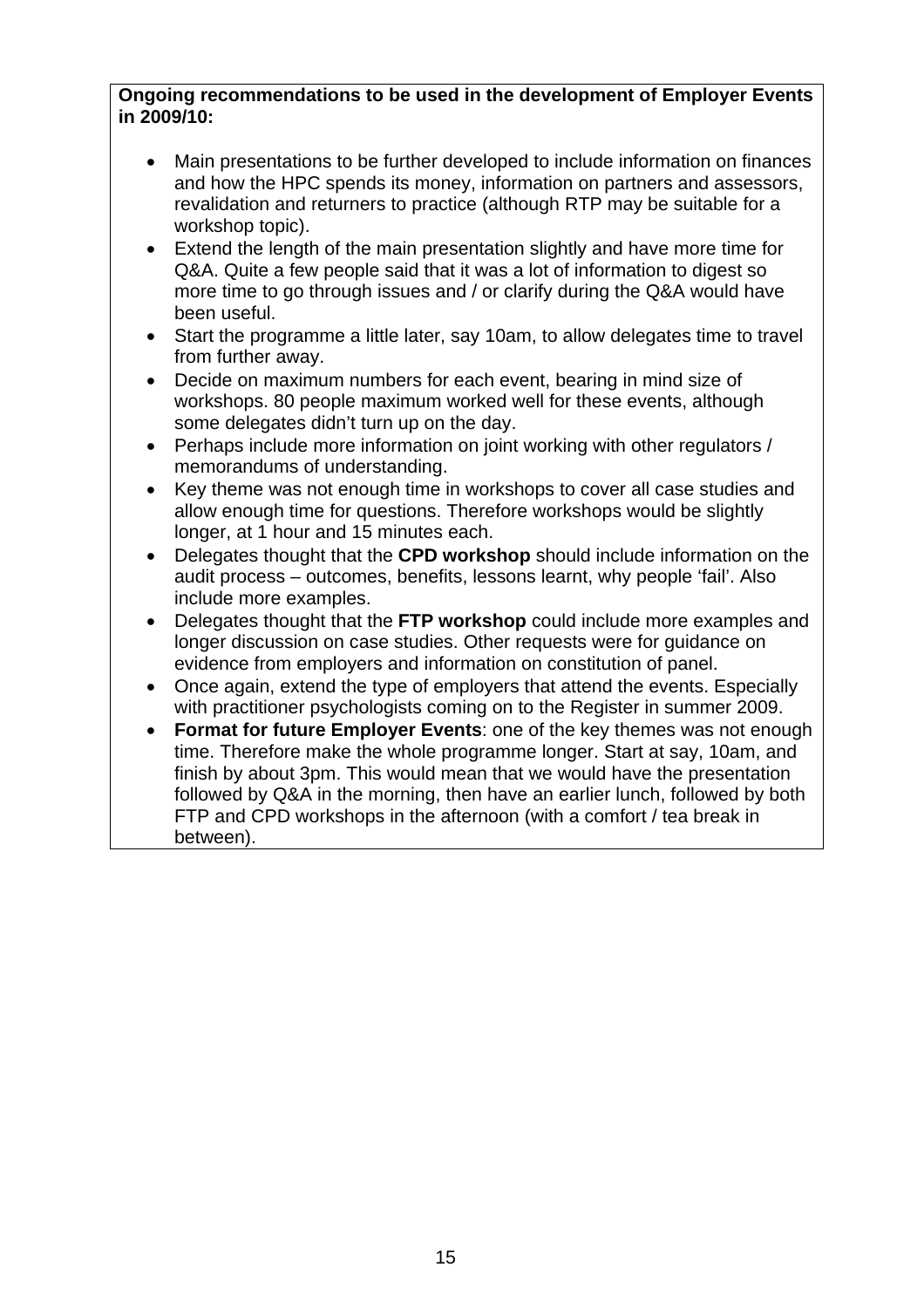**Ongoing recommendations to be used in the development of Employer Events in 2009/10:**

- Main presentations to be further developed to include information on finances and how the HPC spends its money, information on partners and assessors, revalidation and returners to practice (although RTP may be suitable for a workshop topic).
- Extend the length of the main presentation slightly and have more time for Q&A. Quite a few people said that it was a lot of information to digest so more time to go through issues and / or clarify during the Q&A would have been useful.
- Start the programme a little later, say 10am, to allow delegates time to travel from further away.
- Decide on maximum numbers for each event, bearing in mind size of workshops. 80 people maximum worked well for these events, although some delegates didn't turn up on the day.
- Perhaps include more information on joint working with other regulators / memorandums of understanding.
- Key theme was not enough time in workshops to cover all case studies and allow enough time for questions. Therefore workshops would be slightly longer, at 1 hour and 15 minutes each.
- Delegates thought that the **CPD workshop** should include information on the audit process – outcomes, benefits, lessons learnt, why people 'fail'. Also include more examples.
- Delegates thought that the **FTP workshop** could include more examples and longer discussion on case studies. Other requests were for guidance on evidence from employers and information on constitution of panel.
- Once again, extend the type of employers that attend the events. Especially with practitioner psychologists coming on to the Register in summer 2009.
- **Format for future Employer Events**: one of the key themes was not enough time. Therefore make the whole programme longer. Start at say, 10am, and finish by about 3pm. This would mean that we would have the presentation followed by Q&A in the morning, then have an earlier lunch, followed by both FTP and CPD workshops in the afternoon (with a comfort / tea break in between).